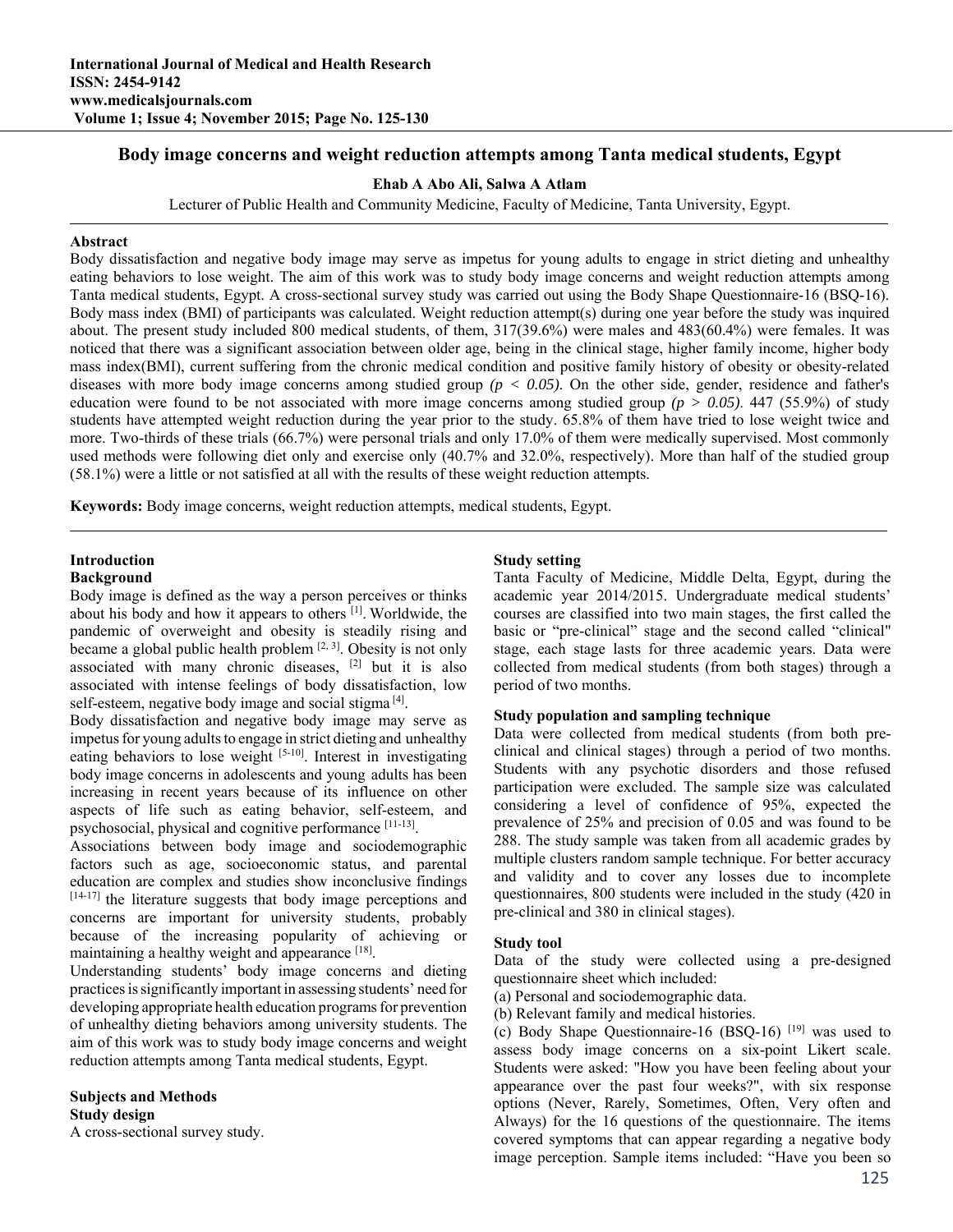# Body image concerns and weight reduction attempts among Tanta medical students, Egypt

**Ehab A Abo Ali, Salwa A Atlam**

Lecturer of Public Health and Community Medicine, Faculty of Medicine, Tanta University, Egypt.

## Abstract

Body dissatisfaction and negative body image may serve as impetus for young adults to engage in strict dieting and unhealthy eating behaviors to lose weight. The aim of this work was to study body image concerns and weight reduction attempts among Tanta medical students, Egypt. A cross-sectional survey study was carried out using the Body Shape Questionnaire-16 (BSQ-16). Body mass index (BMI) of participants was calculated. Weight reduction attempt(s) during one year before the study was inquired about. The present study included 800 medical students, of them, 317(39.6%) were males and 483(60.4%) were females. It was noticed that there was a significant association between older age, being in the clinical stage, higher family income, higher body mass index(BMI), current suffering from the chronic medical condition and positive family history of obesity or obesity-related diseases with more body image concerns among studied group *($p < 0.05$)*. On the other side, gender, residence and father's education were found to be not associated with more image concerns among studied group *($p > 0.05$)*. 447 (55.9%) of study students have attempted weight reduction during the year prior to the study. 65.8% of them have tried to lose weight twice and more. Two-thirds of these trials (66.7%) were personal trials and only 17.0% of them were medically supervised. Most commonly used methods were following diet only and exercise only (40.7% and 32.0%, respectively). More than half of the studied group (58.1%) were a little or not satisfied at all with the results of these weight reduction attempts.

**Keywords:** Body image concerns, weight reduction attempts, medical students, Egypt.

## Introduction

### Background

Body image is defined as the way a person perceives or thinks about his body and how it appears to others [1]. Worldwide, the pandemic of overweight and obesity is steadily rising and became a global public health problem [2, 3]. Obesity is not only associated with many chronic diseases, [2] but it is also associated with intense feelings of body dissatisfaction, low self-esteem, negative body image and social stigma [4].

Body dissatisfaction and negative body image may serve as impetus for young adults to engage in strict dieting and unhealthy eating behaviors to lose weight [5-10]. Interest in investigating body image concerns in adolescents and young adults has been increasing in recent years because of its influence on other aspects of life such as eating behavior, self-esteem, and psychosocial, physical and cognitive performance [11-13].

Associations between body image and sociodemographic factors such as age, socioeconomic status, and parental education are complex and studies show inconclusive findings [14-17] the literature suggests that body image perceptions and concerns are important for university students, probably because of the increasing popularity of achieving or maintaining a healthy weight and appearance [18].

Understanding students' body image concerns and dieting practices is significantly important in assessing students' need for developing appropriate health education programs for prevention of unhealthy dieting behaviors among university students. The aim of this work was to study body image concerns and weight reduction attempts among Tanta medical students, Egypt.

## Subjects and Methods

### Study design

A cross-sectional survey study.

### Study setting

Tanta Faculty of Medicine, Middle Delta, Egypt, during the academic year 2014/2015. Undergraduate medical students' courses are classified into two main stages, the first called the basic or "pre-clinical" stage and the second called "clinical" stage, each stage lasts for three academic years. Data were collected from medical students (from both stages) through a period of two months.

### Study population and sampling technique

Data were collected from medical students (from both pre-clinical and clinical stages) through a period of two months. Students with any psychotic disorders and those refused participation were excluded. The sample size was calculated considering a level of confidence of 95%, expected the prevalence of 25% and precision of 0.05 and was found to be 288. The study sample was taken from all academic grades by multiple clusters random sample technique. For better accuracy and validity and to cover any losses due to incomplete questionnaires, 800 students were included in the study (420 in pre-clinical and 380 in clinical stages).

### Study tool

Data of the study were collected using a pre-designed questionnaire sheet which included:

(a) Personal and sociodemographic data.

(b) Relevant family and medical histories.

(c) Body Shape Questionnaire-16 (BSQ-16) [19] was used to assess body image concerns on a six-point Likert scale. Students were asked: "How you have been feeling about your appearance over the past four weeks?", with six response options (Never, Rarely, Sometimes, Often, Very often and Always) for the 16 questions of the questionnaire. The items covered symptoms that can appear regarding a negative body image perception. Sample items included: "Have you been so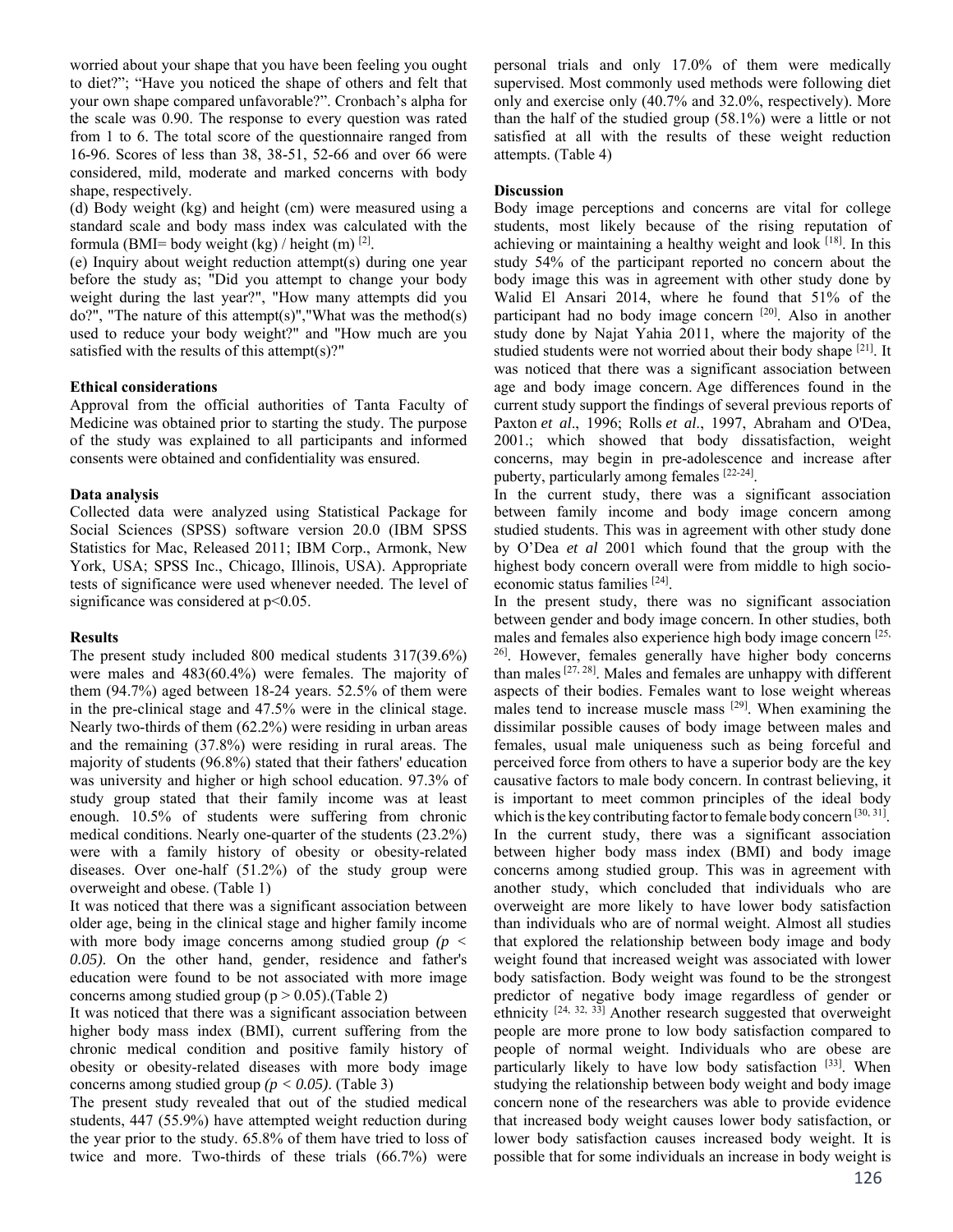worried about your shape that you have been feeling you ought to diet?"; "Have you noticed the shape of others and felt that your own shape compared unfavorable?". Cronbach's alpha for the scale was 0.90. The response to every question was rated from 1 to 6. The total score of the questionnaire ranged from 16-96. Scores of less than 38, 38-51, 52-66 and over 66 were considered, mild, moderate and marked concerns with body shape, respectively.

(d) Body weight (kg) and height (cm) were measured using a standard scale and body mass index was calculated with the formula (BMI= body weight (kg) / height (m) [2].

(e) Inquiry about weight reduction attempt(s) during one year before the study as; "Did you attempt to change your body weight during the last year?", "How many attempts did you do?", "The nature of this attempt(s)","What was the method(s) used to reduce your body weight?" and "How much are you satisfied with the results of this attempt(s)?"

### Ethical considerations

Approval from the official authorities of Tanta Faculty of Medicine was obtained prior to starting the study. The purpose of the study was explained to all participants and informed consents were obtained and confidentiality was ensured.

### Data analysis

Collected data were analyzed using Statistical Package for Social Sciences (SPSS) software version 20.0 (IBM SPSS Statistics for Mac, Released 2011; IBM Corp., Armonk, New York, USA; SPSS Inc., Chicago, Illinois, USA). Appropriate tests of significance were used whenever needed. The level of significance was considered at p<0.05.

### Results

The present study included 800 medical students 317(39.6%) were males and 483(60.4%) were females. The majority of them (94.7%) aged between 18-24 years. 52.5% of them were in the pre-clinical stage and 47.5% were in the clinical stage. Nearly two-thirds of them (62.2%) were residing in urban areas and the remaining (37.8%) were residing in rural areas. The majority of students (96.8%) stated that their fathers' education was university and higher or high school education. 97.3% of study group stated that their family income was at least enough. 10.5% of students were suffering from chronic medical conditions. Nearly one-quarter of the students (23.2%) were with a family history of obesity or obesity-related diseases. Over one-half (51.2%) of the study group were overweight and obese. (Table 1)

It was noticed that there was a significant association between older age, being in the clinical stage and higher family income with more body image concerns among studied group *($p < 0.05$)*. On the other hand, gender, residence and father's education were found to be not associated with more image concerns among studied group ($p > 0.05$).(Table 2)

It was noticed that there was a significant association between higher body mass index (BMI), current suffering from the chronic medical condition and positive family history of obesity or obesity-related diseases with more body image concerns among studied group *($p < 0.05$)*. (Table 3)

The present study revealed that out of the studied medical students, 447 (55.9%) have attempted weight reduction during the year prior to the study. 65.8% of them have tried to loss of twice and more. Two-thirds of these trials (66.7%) were personal trials and only 17.0% of them were medically supervised. Most commonly used methods were following diet only and exercise only (40.7% and 32.0%, respectively). More than the half of the studied group (58.1%) were a little or not satisfied at all with the results of these weight reduction attempts. (Table 4)

### Discussion

Body image perceptions and concerns are vital for college students, most likely because of the rising reputation of achieving or maintaining a healthy weight and look [18]. In this study 54% of the participant reported no concern about the body image this was in agreement with other study done by Walid El Ansari 2014, where he found that 51% of the participant had no body image concern [20]. Also in another study done by Najat Yahia 2011, where the majority of the studied students were not worried about their body shape [21]. It was noticed that there was a significant association between age and body image concern. Age differences found in the current study support the findings of several previous reports of Paxton *et al*., 1996; Rolls *et al*., 1997, Abraham and O'Dea, 2001.; which showed that body dissatisfaction, weight concerns, may begin in pre-adolescence and increase after puberty, particularly among females [22-24].

In the current study, there was a significant association between family income and body image concern among studied students. This was in agreement with other study done by O'Dea *et al* 2001 which found that the group with the highest body concern overall were from middle to high socio-economic status families [24].

In the present study, there was no significant association between gender and body image concern. In other studies, both males and females also experience high body image concern [25, 26]. However, females generally have higher body concerns than males [27, 28]. Males and females are unhappy with different aspects of their bodies. Females want to lose weight whereas males tend to increase muscle mass [29]. When examining the dissimilar possible causes of body image between males and females, usual male uniqueness such as being forceful and perceived force from others to have a superior body are the key causative factors to male body concern. In contrast believing, it is important to meet common principles of the ideal body which is the key contributing factor to female body concern [30, 31].

In the current study, there was a significant association between higher body mass index (BMI) and body image concerns among studied group. This was in agreement with another study, which concluded that individuals who are overweight are more likely to have lower body satisfaction than individuals who are of normal weight. Almost all studies that explored the relationship between body image and body weight found that increased weight was associated with lower body satisfaction. Body weight was found to be the strongest predictor of negative body image regardless of gender or ethnicity [24, 32, 33] Another research suggested that overweight people are more prone to low body satisfaction compared to people of normal weight. Individuals who are obese are particularly likely to have low body satisfaction [33]. When studying the relationship between body weight and body image concern none of the researchers was able to provide evidence that increased body weight causes lower body satisfaction, or lower body satisfaction causes increased body weight. It is possible that for some individuals an increase in body weight is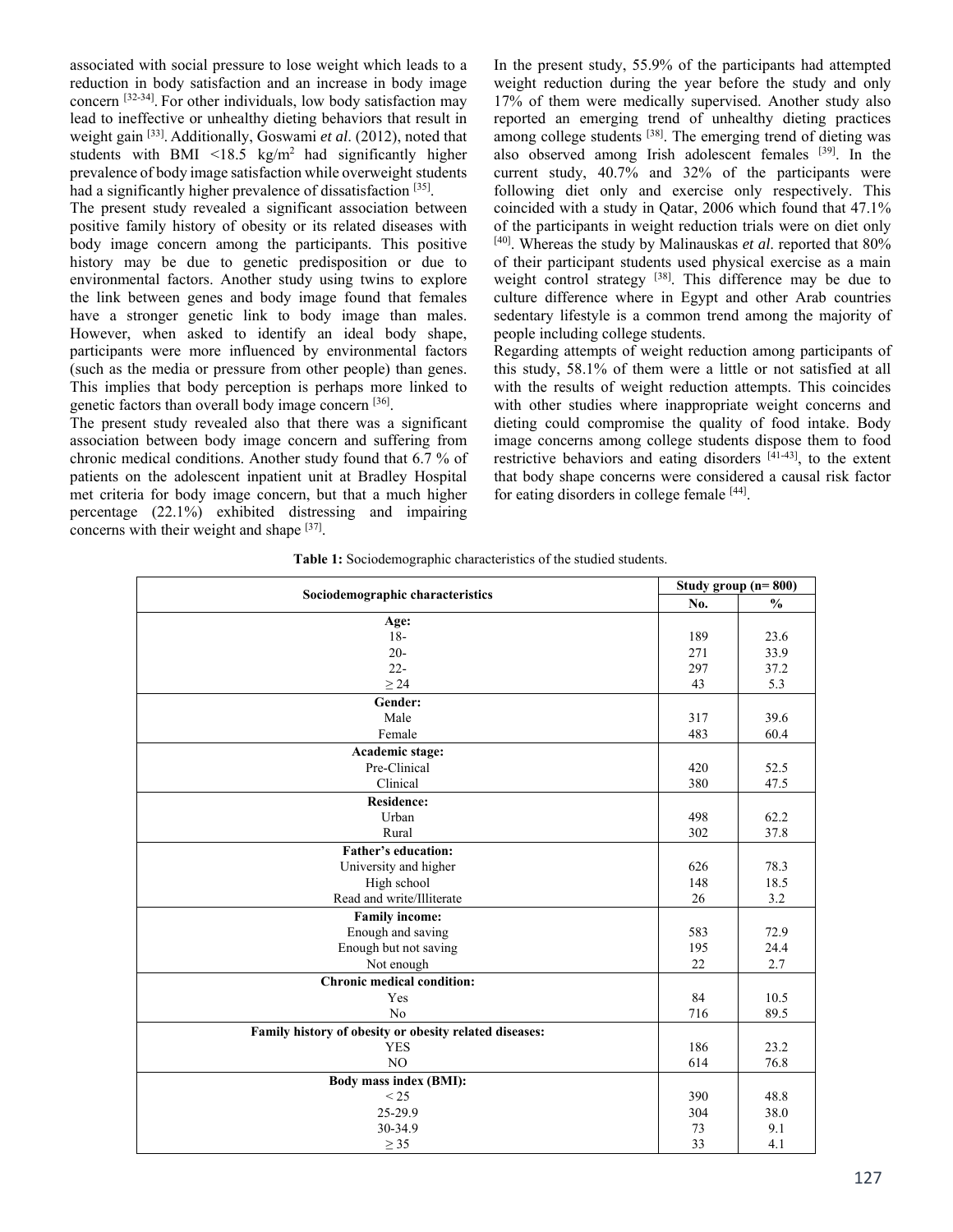associated with social pressure to lose weight which leads to a reduction in body satisfaction and an increase in body image concern [32-34]. For other individuals, low body satisfaction may lead to ineffective or unhealthy dieting behaviors that result in weight gain [33]. Additionally, Goswami *et al*. (2012), noted that students with BMI <18.5 kg/m$^2$ had significantly higher prevalence of body image satisfaction while overweight students had a significantly higher prevalence of dissatisfaction [35].

The present study revealed a significant association between positive family history of obesity or its related diseases with body image concern among the participants. This positive history may be due to genetic predisposition or due to environmental factors. Another study using twins to explore the link between genes and body image found that females have a stronger genetic link to body image than males. However, when asked to identify an ideal body shape, participants were more influenced by environmental factors (such as the media or pressure from other people) than genes. This implies that body perception is perhaps more linked to genetic factors than overall body image concern [36].

The present study revealed also that there was a significant association between body image concern and suffering from chronic medical conditions. Another study found that 6.7 % of patients on the adolescent inpatient unit at Bradley Hospital met criteria for body image concern, but that a much higher percentage (22.1%) exhibited distressing and impairing concerns with their weight and shape [37].

In the present study, 55.9% of the participants had attempted weight reduction during the year before the study and only 17% of them were medically supervised. Another study also reported an emerging trend of unhealthy dieting practices among college students [38]. The emerging trend of dieting was also observed among Irish adolescent females [39]. In the current study, 40.7% and 32% of the participants were following diet only and exercise only respectively. This coincided with a study in Qatar, 2006 which found that 47.1% of the participants in weight reduction trials were on diet only [40]. Whereas the study by Malinauskas *et al.* reported that 80% of their participant students used physical exercise as a main weight control strategy [38]. This difference may be due to culture difference where in Egypt and other Arab countries sedentary lifestyle is a common trend among the majority of people including college students.

Regarding attempts of weight reduction among participants of this study, 58.1% of them were a little or not satisfied at all with the results of weight reduction attempts. This coincides with other studies where inappropriate weight concerns and dieting could compromise the quality of food intake. Body image concerns among college students dispose them to food restrictive behaviors and eating disorders [41-43], to the extent that body shape concerns were considered a causal risk factor for eating disorders in college female [44].

**Table 1:** Sociodemographic characteristics of the studied students.

| Sociodemographic characteristics | Study group (n= 800) | |
|---|---|---|
| | **No.** | **%** |
| **Age:** | | |
| 18- | 189 | 23.6 |
| 20- | 271 | 33.9 |
| 22- | 297 | 37.2 |
| ≥ 24 | 43 | 5.3 |
| **Gender:** | | |
| Male | 317 | 39.6 |
| Female | 483 | 60.4 |
| **Academic stage:** | | |
| Pre-Clinical | 420 | 52.5 |
| Clinical | 380 | 47.5 |
| **Residence:** | | |
| Urban | 498 | 62.2 |
| Rural | 302 | 37.8 |
| **Father's education:** | | |
| University and higher | 626 | 78.3 |
| High school | 148 | 18.5 |
| Read and write/Illiterate | 26 | 3.2 |
| **Family income:** | | |
| Enough and saving | 583 | 72.9 |
| Enough but not saving | 195 | 24.4 |
| Not enough | 22 | 2.7 |
| **Chronic medical condition:** | | |
| Yes | 84 | 10.5 |
| No | 716 | 89.5 |
| **Family history of obesity or obesity related diseases:** | | |
| YES | 186 | 23.2 |
| NO | 614 | 76.8 |
| **Body mass index (BMI):** | | |
| < 25 | 390 | 48.8 |
| 25-29.9 | 304 | 38.0 |
| 30-34.9 | 73 | 9.1 |
| ≥ 35 | 33 | 4.1 |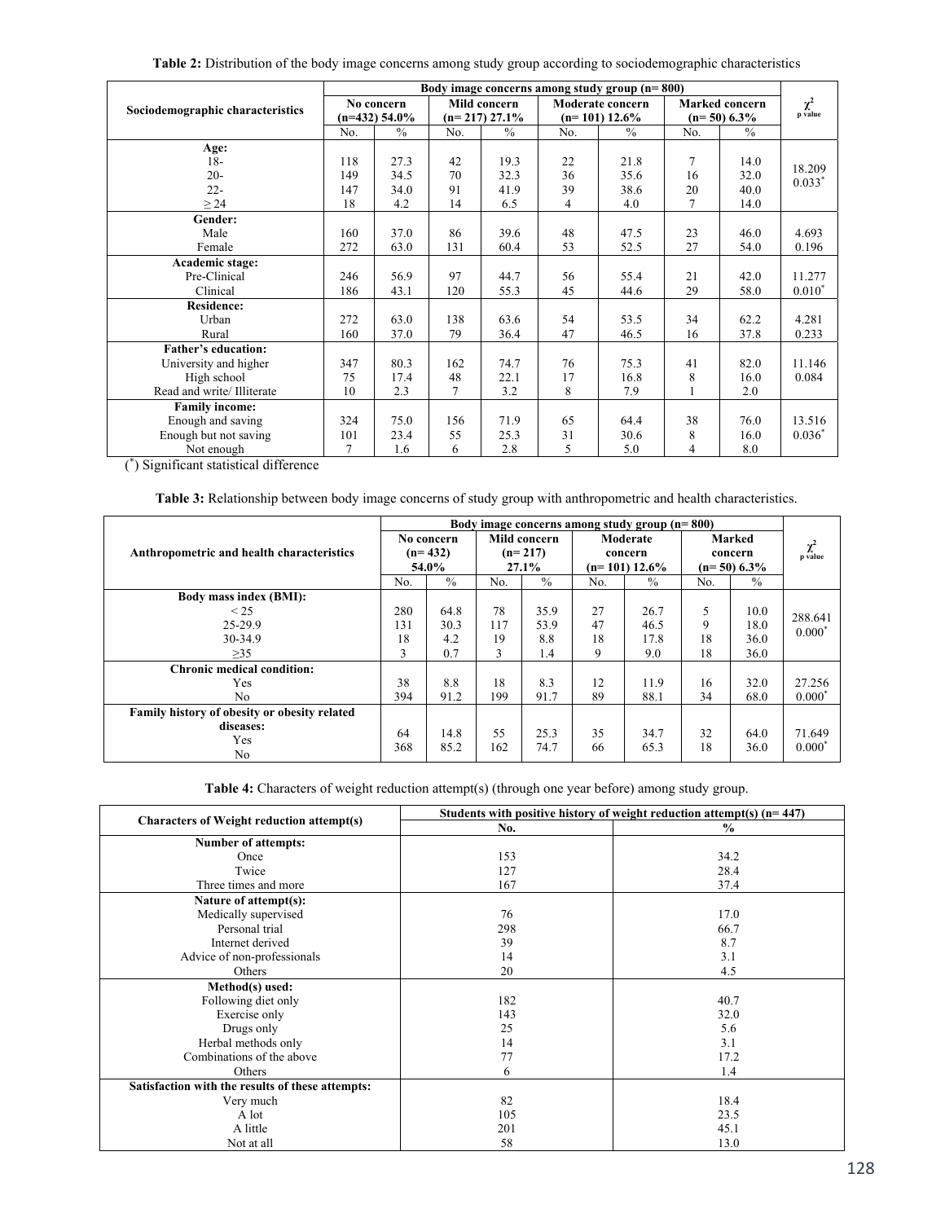**Table 2:** Distribution of the body image concerns among study group according to sociodemographic characteristics

| Sociodemographic characteristics | Body image concerns among study group (n= 800) | | | | | | | | $\chi^2$ p value |
|---|---|---|---|---|---|---|---|---|---|
| | No concern (n=432) 54.0% | | Mild concern (n= 217) 27.1% | | Moderate concern (n= 101) 12.6% | | Marked concern (n= 50) 6.3% | | |
| | No. | % | No. | % | No. | % | No. | % | |
| **Age:** | | | | | | | | | |
| 18- | 118 | 27.3 | 42 | 19.3 | 22 | 21.8 | 7 | 14.0 | 18.209 |
| 20- | 149 | 34.5 | 70 | 32.3 | 36 | 35.6 | 16 | 32.0 | 0.033* |
| 22- | 147 | 34.0 | 91 | 41.9 | 39 | 38.6 | 20 | 40.0 | |
| ≥ 24 | 18 | 4.2 | 14 | 6.5 | 4 | 4.0 | 7 | 14.0 | |
| **Gender:** | | | | | | | | | |
| Male | 160 | 37.0 | 86 | 39.6 | 48 | 47.5 | 23 | 46.0 | 4.693 |
| Female | 272 | 63.0 | 131 | 60.4 | 53 | 52.5 | 27 | 54.0 | 0.196 |
| **Academic stage:** | | | | | | | | | |
| Pre-Clinical | 246 | 56.9 | 97 | 44.7 | 56 | 55.4 | 21 | 42.0 | 11.277 |
| Clinical | 186 | 43.1 | 120 | 55.3 | 45 | 44.6 | 29 | 58.0 | 0.010* |
| **Residence:** | | | | | | | | | |
| Urban | 272 | 63.0 | 138 | 63.6 | 54 | 53.5 | 34 | 62.2 | 4.281 |
| Rural | 160 | 37.0 | 79 | 36.4 | 47 | 46.5 | 16 | 37.8 | 0.233 |
| **Father's education:** | | | | | | | | | |
| University and higher | 347 | 80.3 | 162 | 74.7 | 76 | 75.3 | 41 | 82.0 | 11.146 |
| High school | 75 | 17.4 | 48 | 22.1 | 17 | 16.8 | 8 | 16.0 | 0.084 |
| Read and write/ Illiterate | 10 | 2.3 | 7 | 3.2 | 8 | 7.9 | 1 | 2.0 | |
| **Family income:** | | | | | | | | | |
| Enough and saving | 324 | 75.0 | 156 | 71.9 | 65 | 64.4 | 38 | 76.0 | 13.516 |
| Enough but not saving | 101 | 23.4 | 55 | 25.3 | 31 | 30.6 | 8 | 16.0 | 0.036* |
| Not enough | 7 | 1.6 | 6 | 2.8 | 5 | 5.0 | 4 | 8.0 | |

(*) Significant statistical difference

**Table 3:** Relationship between body image concerns of study group with anthropometric and health characteristics.

| Anthropometric and health characteristics | Body image concerns among study group (n= 800) | | | | | | | | $\chi^2$ p value |
|---|---|---|---|---|---|---|---|---|---|
| | No concern (n= 432) 54.0% | | Mild concern (n= 217) 27.1% | | Moderate concern (n= 101) 12.6% | | Marked concern (n= 50) 6.3% | | |
| | No. | % | No. | % | No. | % | No. | % | |
| **Body mass index (BMI):** | | | | | | | | | |
| < 25 | 280 | 64.8 | 78 | 35.9 | 27 | 26.7 | 5 | 10.0 | 288.641 |
| 25-29.9 | 131 | 30.3 | 117 | 53.9 | 47 | 46.5 | 9 | 18.0 | 0.000* |
| 30-34.9 | 18 | 4.2 | 19 | 8.8 | 18 | 17.8 | 18 | 36.0 | |
| ≥35 | 3 | 0.7 | 3 | 1.4 | 9 | 9.0 | 18 | 36.0 | |
| **Chronic medical condition:** | | | | | | | | | |
| Yes | 38 | 8.8 | 18 | 8.3 | 12 | 11.9 | 16 | 32.0 | 27.256 |
| No | 394 | 91.2 | 199 | 91.7 | 89 | 88.1 | 34 | 68.0 | 0.000* |
| **Family history of obesity or obesity related diseases:** | | | | | | | | | |
| Yes | 64 | 14.8 | 55 | 25.3 | 35 | 34.7 | 32 | 64.0 | 71.649 |
| No | 368 | 85.2 | 162 | 74.7 | 66 | 65.3 | 18 | 36.0 | 0.000* |

**Table 4:** Characters of weight reduction attempt(s) (through one year before) among study group.

| Characters of Weight reduction attempt(s) | Students with positive history of weight reduction attempt(s) (n= 447) | |
|---|---|---|
| | No. | % |
| **Number of attempts:** | | |
| Once | 153 | 34.2 |
| Twice | 127 | 28.4 |
| Three times and more | 167 | 37.4 |
| **Nature of attempt(s):** | | |
| Medically supervised | 76 | 17.0 |
| Personal trial | 298 | 66.7 |
| Internet derived | 39 | 8.7 |
| Advice of non-professionals | 14 | 3.1 |
| Others | 20 | 4.5 |
| **Method(s) used:** | | |
| Following diet only | 182 | 40.7 |
| Exercise only | 143 | 32.0 |
| Drugs only | 25 | 5.6 |
| Herbal methods only | 14 | 3.1 |
| Combinations of the above | 77 | 17.2 |
| Others | 6 | 1.4 |
| **Satisfaction with the results of these attempts:** | | |
| Very much | 82 | 18.4 |
| A lot | 105 | 23.5 |
| A little | 201 | 45.1 |
| Not at all | 58 | 13.0 |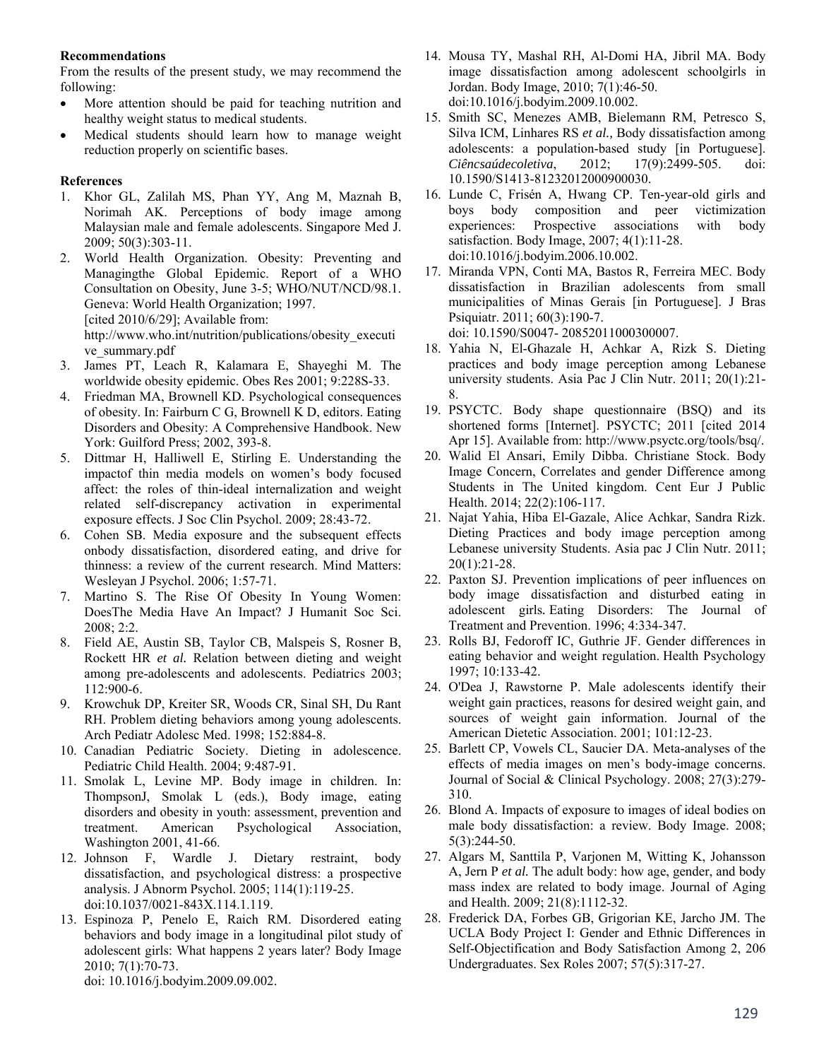**Recommendations**

From the results of the present study, we may recommend the following:

- More attention should be paid for teaching nutrition and healthy weight status to medical students.
- Medical students should learn how to manage weight reduction properly on scientific bases.

**References**

1. Khor GL, Zalilah MS, Phan YY, Ang M, Maznah B, Norimah AK. Perceptions of body image among Malaysian male and female adolescents. Singapore Med J. 2009; 50(3):303-11.
2. World Health Organization. Obesity: Preventing and Managingthe Global Epidemic. Report of a WHO Consultation on Obesity, June 3-5; WHO/NUT/NCD/98.1. Geneva: World Health Organization; 1997. [cited 2010/6/29]; Available from: http://www.who.int/nutrition/publications/obesity_executive_summary.pdf
3. James PT, Leach R, Kalamara E, Shayeghi M. The worldwide obesity epidemic. Obes Res 2001; 9:228S-33.
4. Friedman MA, Brownell KD. Psychological consequences of obesity. In: Fairburn C G, Brownell K D, editors. Eating Disorders and Obesity: A Comprehensive Handbook. New York: Guilford Press; 2002, 393-8.
5. Dittmar H, Halliwell E, Stirling E. Understanding the impactof thin media models on women's body focused affect: the roles of thin-ideal internalization and weight related self-discrepancy activation in experimental exposure effects. J Soc Clin Psychol. 2009; 28:43-72.
6. Cohen SB. Media exposure and the subsequent effects onbody dissatisfaction, disordered eating, and drive for thinness: a review of the current research. Mind Matters: Wesleyan J Psychol. 2006; 1:57-71.
7. Martino S. The Rise Of Obesity In Young Women: DoesThe Media Have An Impact? J Humanit Soc Sci. 2008; 2:2.
8. Field AE, Austin SB, Taylor CB, Malspeis S, Rosner B, Rockett HR *et al.* Relation between dieting and weight among pre-adolescents and adolescents. Pediatrics 2003; 112:900-6.
9. Krowchuk DP, Kreiter SR, Woods CR, Sinal SH, Du Rant RH. Problem dieting behaviors among young adolescents. Arch Pediatr Adolesc Med. 1998; 152:884-8.
10. Canadian Pediatric Society. Dieting in adolescence. Pediatric Child Health. 2004; 9:487-91.
11. Smolak L, Levine MP. Body image in children. In: ThompsonJ, Smolak L (eds.), Body image, eating disorders and obesity in youth: assessment, prevention and treatment. American Psychological Association, Washington 2001, 41-66.
12. Johnson F, Wardle J. Dietary restraint, body dissatisfaction, and psychological distress: a prospective analysis. J Abnorm Psychol. 2005; 114(1):119-25. doi:10.1037/0021-843X.114.1.119.
13. Espinoza P, Penelo E, Raich RM. Disordered eating behaviors and body image in a longitudinal pilot study of adolescent girls: What happens 2 years later? Body Image 2010; 7(1):70-73. doi: 10.1016/j.bodyim.2009.09.002.
14. Mousa TY, Mashal RH, Al-Domi HA, Jibril MA. Body image dissatisfaction among adolescent schoolgirls in Jordan. Body Image, 2010; 7(1):46-50. doi:10.1016/j.bodyim.2009.10.002.
15. Smith SC, Menezes AMB, Bielemann RM, Petresco S, Silva ICM, Linhares RS *et al.,* Body dissatisfaction among adolescents: a population-based study [in Portuguese]. *Ciêncsaúdecoletiva*, 2012; 17(9):2499-505. doi: 10.1590/S1413-81232012000900030.
16. Lunde C, Frisén A, Hwang CP. Ten-year-old girls and boys body composition and peer victimization experiences: Prospective associations with body satisfaction. Body Image, 2007; 4(1):11-28. doi:10.1016/j.bodyim.2006.10.002.
17. Miranda VPN, Conti MA, Bastos R, Ferreira MEC. Body dissatisfaction in Brazilian adolescents from small municipalities of Minas Gerais [in Portuguese]. J Bras Psiquiatr. 2011; 60(3):190-7. doi: 10.1590/S0047- 20852011000300007.
18. Yahia N, El-Ghazale H, Achkar A, Rizk S. Dieting practices and body image perception among Lebanese university students. Asia Pac J Clin Nutr. 2011; 20(1):21-8.
19. PSYCTC. Body shape questionnaire (BSQ) and its shortened forms [Internet]. PSYCTC; 2011 [cited 2014 Apr 15]. Available from: http://www.psyctc.org/tools/bsq/.
20. Walid El Ansari, Emily Dibba. Christiane Stock. Body Image Concern, Correlates and gender Difference among Students in The United kingdom. Cent Eur J Public Health. 2014; 22(2):106-117.
21. Najat Yahia, Hiba El-Gazale, Alice Achkar, Sandra Rizk. Dieting Practices and body image perception among Lebanese university Students. Asia pac J Clin Nutr. 2011; 20(1):21-28.
22. Paxton SJ. Prevention implications of peer influences on body image dissatisfaction and disturbed eating in adolescent girls. Eating Disorders: The Journal of Treatment and Prevention. 1996; 4:334-347.
23. Rolls BJ, Fedoroff IC, Guthrie JF. Gender differences in eating behavior and weight regulation. Health Psychology 1997; 10:133-42.
24. O'Dea J, Rawstorne P. Male adolescents identify their weight gain practices, reasons for desired weight gain, and sources of weight gain information. Journal of the American Dietetic Association. 2001; 101:12-23.
25. Barlett CP, Vowels CL, Saucier DA. Meta-analyses of the effects of media images on men's body-image concerns. Journal of Social & Clinical Psychology. 2008; 27(3):279-310.
26. Blond A. Impacts of exposure to images of ideal bodies on male body dissatisfaction: a review. Body Image. 2008; 5(3):244-50.
27. Algars M, Santtila P, Varjonen M, Witting K, Johansson A, Jern P *et al.* The adult body: how age, gender, and body mass index are related to body image. Journal of Aging and Health. 2009; 21(8):1112-32.
28. Frederick DA, Forbes GB, Grigorian KE, Jarcho JM. The UCLA Body Project I: Gender and Ethnic Differences in Self-Objectification and Body Satisfaction Among 2, 206 Undergraduates. Sex Roles 2007; 57(5):317-27.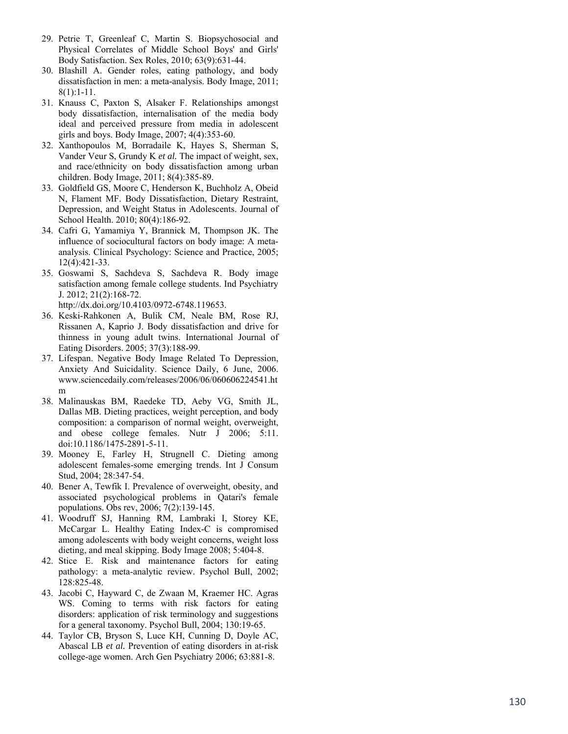29. Petrie T, Greenleaf C, Martin S. Biopsychosocial and Physical Correlates of Middle School Boys' and Girls' Body Satisfaction. Sex Roles, 2010; 63(9):631-44.
30. Blashill A. Gender roles, eating pathology, and body dissatisfaction in men: a meta-analysis. Body Image, 2011; 8(1):1-11.
31. Knauss C, Paxton S, Alsaker F. Relationships amongst body dissatisfaction, internalisation of the media body ideal and perceived pressure from media in adolescent girls and boys. Body Image, 2007; 4(4):353-60.
32. Xanthopoulos M, Borradaile K, Hayes S, Sherman S, Vander Veur S, Grundy K *et al.* The impact of weight, sex, and race/ethnicity on body dissatisfaction among urban children. Body Image, 2011; 8(4):385-89.
33. Goldfield GS, Moore C, Henderson K, Buchholz A, Obeid N, Flament MF. Body Dissatisfaction, Dietary Restraint, Depression, and Weight Status in Adolescents. Journal of School Health. 2010; 80(4):186-92.
34. Cafri G, Yamamiya Y, Brannick M, Thompson JK. The influence of sociocultural factors on body image: A meta-analysis. Clinical Psychology: Science and Practice, 2005; 12(4):421-33.
35. Goswami S, Sachdeva S, Sachdeva R. Body image satisfaction among female college students. Ind Psychiatry J. 2012; 21(2):168-72. http://dx.doi.org/10.4103/0972-6748.119653.
36. Keski-Rahkonen A, Bulik CM, Neale BM, Rose RJ, Rissanen A, Kaprio J. Body dissatisfaction and drive for thinness in young adult twins. International Journal of Eating Disorders. 2005; 37(3):188-99.
37. Lifespan. Negative Body Image Related To Depression, Anxiety And Suicidality. Science Daily, 6 June, 2006. www.sciencedaily.com/releases/2006/06/060606224541.htm
38. Malinauskas BM, Raedeke TD, Aeby VG, Smith JL, Dallas MB. Dieting practices, weight perception, and body composition: a comparison of normal weight, overweight, and obese college females. Nutr J 2006; 5:11. doi:10.1186/1475-2891-5-11.
39. Mooney E, Farley H, Strugnell C. Dieting among adolescent females-some emerging trends. Int J Consum Stud, 2004; 28:347-54.
40. Bener A, Tewfik I. Prevalence of overweight, obesity, and associated psychological problems in Qatari's female populations. Obs rev, 2006; 7(2):139-145.
41. Woodruff SJ, Hanning RM, Lambraki I, Storey KE, McCargar L. Healthy Eating Index-C is compromised among adolescents with body weight concerns, weight loss dieting, and meal skipping. Body Image 2008; 5:404-8.
42. Stice E. Risk and maintenance factors for eating pathology: a meta-analytic review. Psychol Bull, 2002; 128:825-48.
43. Jacobi C, Hayward C, de Zwaan M, Kraemer HC. Agras WS. Coming to terms with risk factors for eating disorders: application of risk terminology and suggestions for a general taxonomy. Psychol Bull, 2004; 130:19-65.
44. Taylor CB, Bryson S, Luce KH, Cunning D, Doyle AC, Abascal LB *et al.* Prevention of eating disorders in at-risk college-age women. Arch Gen Psychiatry 2006; 63:881-8.